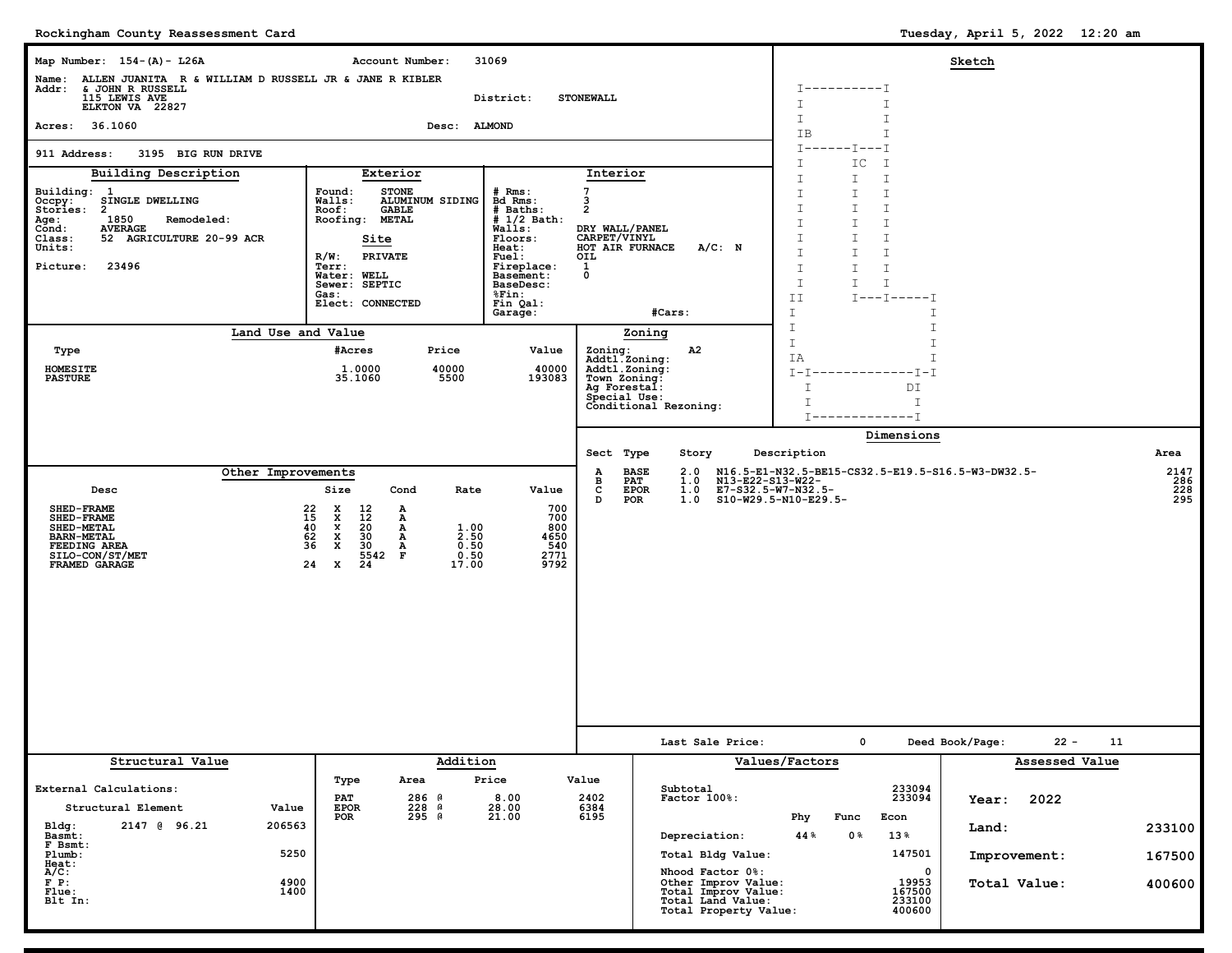# Rockingham County Reassessment Card

Tuesday, April 5, 2022 12:20 am

**Map Number:** 154-(A)- L26A  **Account Number:** 31069

**Name:** ALLEN JUANITA R & WILLIAM D RUSSELL JR & JANE R KIBLER
**Addr:** & JOHN R RUSSELL
115 LEWIS AVE
ELKTON VA 22827

**District:** STONEWALL

**Acres:** 36.1060  **Desc:** ALMOND

**911 Address:** 3195 BIG RUN DRIVE

## Building Description

- Building: 1
- Occpy: SINGLE DWELLING
- Stories: 2
- Age: 1850  Remodeled:
- Cond: AVERAGE
- Class: 52 AGRICULTURE 20-99 ACR
- Units:
- Picture: 23496

## Exterior

- Found: STONE
- Walls: ALUMINUM SIDING
- Roof: GABLE
- Roofing: METAL

### Site

- R/W: PRIVATE
- Terr:
- Water: WELL
- Sewer: SEPTIC
- Gas:
- Elect: CONNECTED

## Interior

- # Rms: 7
- Bd Rms: 3
- # Baths: 2
- # 1/2 Bath:
- Walls: DRY WALL/PANEL
- Floors: CARPET/VINYL
- Heat: HOT AIR FURNACE  A/C: N
- Fuel: OIL
- Fireplace: 1
- Basement: 0
- BaseDesc:
- %Fin:
- Fin Qal:
- Garage:  #Cars:

## Sketch

```
I----------I
I          I
I          I
IB         I
I------I---I
I     IC   I
I      I   I
I      I   I
I      I   I
I      I   I
I      I   I
I      I   I
I      I   I
I      I   I
II     I---I-----I
I                I
I                I
I                I
IA               I
I-I-------------I-I
  I           DI
  I             I
  I-------------I
```

## Land Use and Value

| Type | #Acres | Price | Value |
|---|---|---|---|
| HOMESITE | 1.0000 | 40000 | 40000 |
| PASTURE | 35.1060 | 5500 | 193083 |

## Zoning

- Zoning: A2
- Addtl.Zoning:
- Addtl.Zoning:
- Town Zoning:
- Ag Forestal:
- Special Use:
- Conditional Rezoning:

## Other Improvements

| Desc | Size | Cond | Rate | Value |
|---|---|---|---|---|
| SHED-FRAME | 22 X 12 | A | | 700 |
| SHED-FRAME | 15 X 12 | A | | 700 |
| SHED-METAL | 40 X 20 | A | 1.00 | 800 |
| BARN-METAL | 62 X 30 | A | 2.50 | 4650 |
| FEEDING AREA | 36 X 30 | A | 0.50 | 540 |
| SILO-CON/ST/MET | 5542 | F | 0.50 | 2771 |
| FRAMED GARAGE | 24 X 24 | | 17.00 | 9792 |

## Dimensions

| Sect | Type | Story | Description | Area |
|---|---|---|---|---|
| A | BASE | 2.0 | N16.5-E1-N32.5-BE15-CS32.5-E19.5-S16.5-W3-DW32.5- | 2147 |
| B | PAT | 1.0 | N13-E22-S13-W22- | 286 |
| C | EPOR | 1.0 | E7-S32.5-W7-N32.5- | 228 |
| D | POR | 1.0 | S10-W29.5-N10-E29.5- | 295 |

**Last Sale Price:** 0  **Deed Book/Page:** 22 - 11

## Structural Value

External Calculations:

| Structural Element | | Value |
|---|---|---|
| Bldg: | 2147 @ 96.21 | 206563 |
| Basmt: | | |
| F Bsmt: | | |
| Plumb: | | 5250 |
| Heat: | | |
| A/C: | | |
| F P: | | 4900 |
| Flue: | | 1400 |
| Blt In: | | |

## Addition

| Type | Area | Price | Value |
|---|---|---|---|
| PAT | 286 @ | 8.00 | 2402 |
| EPOR | 228 @ | 28.00 | 6384 |
| POR | 295 @ | 21.00 | 6195 |

## Values/Factors

- Subtotal: 233094
- Factor 100%: 233094
- Depreciation: Phy 44% Func 0% Econ 13%
- Total Bldg Value: 147501
- Nhood Factor 0%: 0
- Other Improv Value: 19953
- Total Improv Value: 167500
- Total Land Value: 233100
- Total Property Value: 400600

## Assessed Value

- **Year:** 2022
- **Land:** 233100
- **Improvement:** 167500
- **Total Value:** 400600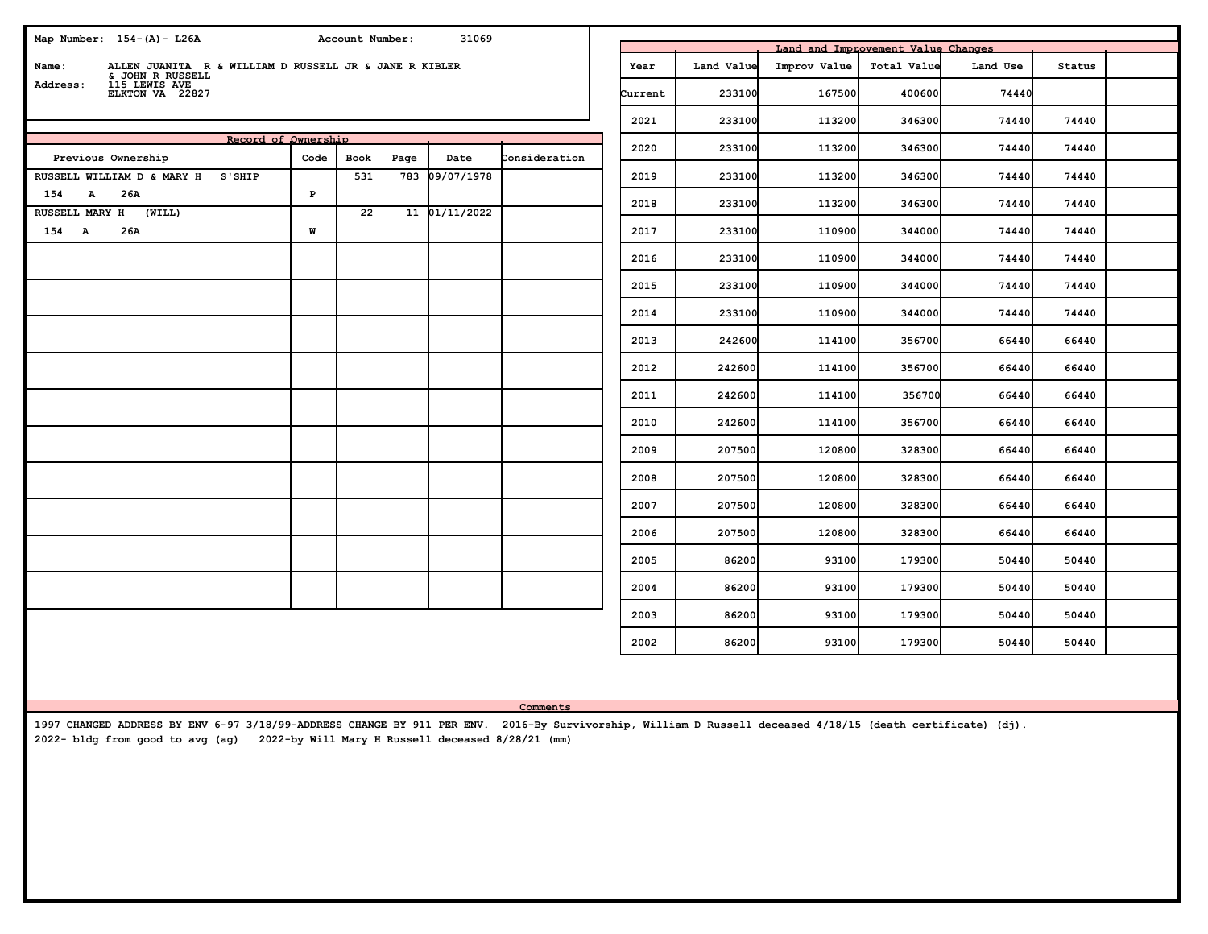Map Number: 154-(A)- L26A Account Number: 31069

Name: ALLEN JUANITA R & WILLIAM D RUSSELL JR & JANE R KIBLER & JOHN R RUSSELL

Address: 115 LEWIS AVE
ELKTON VA 22827

## Record of Ownership

| Previous Ownership | Code | Book | Page | Date | Consideration |
|---|---|---|---|---|---|
| RUSSELL WILLIAM D & MARY H S'SHIP<br>154 A 26A | P | 531 | 783 | 09/07/1978 | |
| RUSSELL MARY H (WILL)<br>154 A 26A | W | 22 | 11 | 01/11/2022 | |

## Land and Improvement Value Changes

| Year | Land Value | Improv Value | Total Value | Land Use | Status |
|---|---|---|---|---|---|
| Current | 233100 | 167500 | 400600 | 74440 | |
| 2021 | 233100 | 113200 | 346300 | 74440 | 74440 |
| 2020 | 233100 | 113200 | 346300 | 74440 | 74440 |
| 2019 | 233100 | 113200 | 346300 | 74440 | 74440 |
| 2018 | 233100 | 113200 | 346300 | 74440 | 74440 |
| 2017 | 233100 | 110900 | 344000 | 74440 | 74440 |
| 2016 | 233100 | 110900 | 344000 | 74440 | 74440 |
| 2015 | 233100 | 110900 | 344000 | 74440 | 74440 |
| 2014 | 233100 | 110900 | 344000 | 74440 | 74440 |
| 2013 | 242600 | 114100 | 356700 | 66440 | 66440 |
| 2012 | 242600 | 114100 | 356700 | 66440 | 66440 |
| 2011 | 242600 | 114100 | 356700 | 66440 | 66440 |
| 2010 | 242600 | 114100 | 356700 | 66440 | 66440 |
| 2009 | 207500 | 120800 | 328300 | 66440 | 66440 |
| 2008 | 207500 | 120800 | 328300 | 66440 | 66440 |
| 2007 | 207500 | 120800 | 328300 | 66440 | 66440 |
| 2006 | 207500 | 120800 | 328300 | 66440 | 66440 |
| 2005 | 86200 | 93100 | 179300 | 50440 | 50440 |
| 2004 | 86200 | 93100 | 179300 | 50440 | 50440 |
| 2003 | 86200 | 93100 | 179300 | 50440 | 50440 |
| 2002 | 86200 | 93100 | 179300 | 50440 | 50440 |

## Comments

1997 CHANGED ADDRESS BY ENV 6-97 3/18/99-ADDRESS CHANGE BY 911 PER ENV. 2016-By Survivorship, William D Russell deceased 4/18/15 (death certificate) (dj).
2022- bldg from good to avg (ag) 2022-by Will Mary H Russell deceased 8/28/21 (mm)